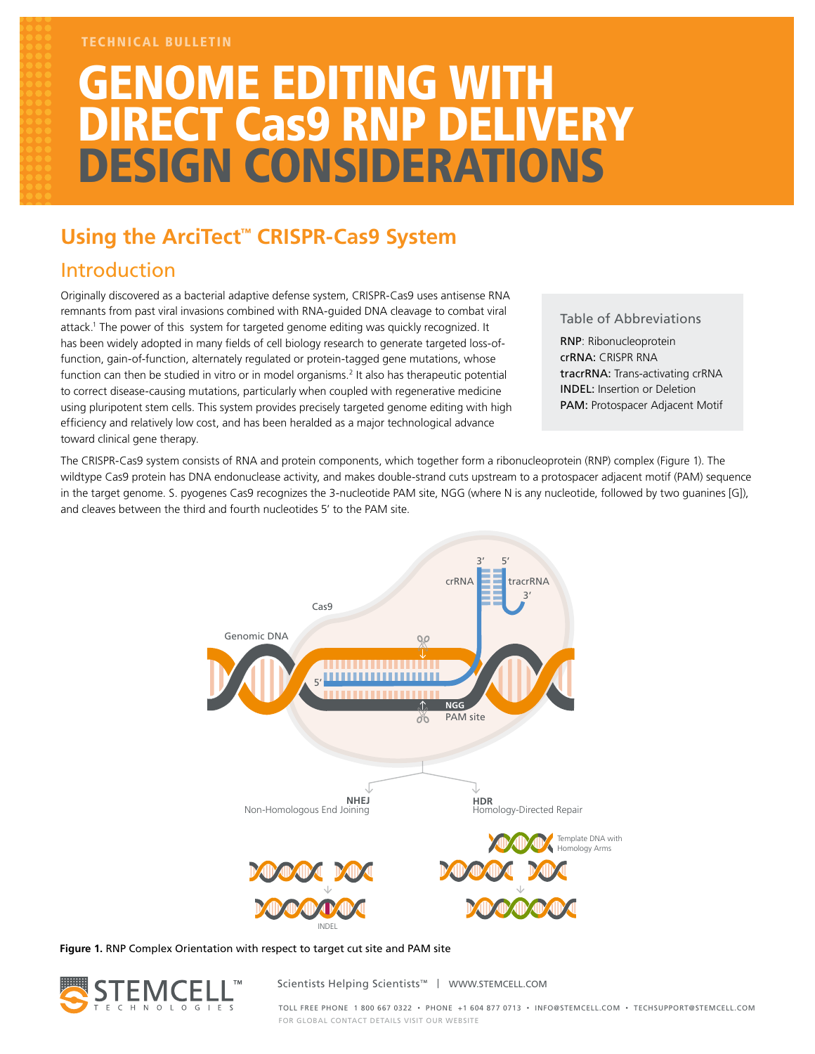TECHNICAL BULLETIN

# GENOME EDITING WITH DIRECT Cas9 RNP DELIVERY DESIGN CONSIDERATIONS

## Using the ArciTect™ CRISPR-Cas9 System

### Introduction

Originally discovered as a bacterial adaptive defense system, CRISPR-Cas9 uses antisense RNA remnants from past viral invasions combined with RNA-guided DNA cleavage to combat viral attack.[1] The power of this system for targeted genome editing was quickly recognized. It has been widely adopted in many fields of cell biology research to generate targeted loss-of-function, gain-of-function, alternately regulated or protein-tagged gene mutations, whose function can then be studied in vitro or in model organisms.[2] It also has therapeutic potential to correct disease-causing mutations, particularly when coupled with regenerative medicine using pluripotent stem cells. This system provides precisely targeted genome editing with high efficiency and relatively low cost, and has been heralded as a major technological advance toward clinical gene therapy.

**Table of Abbreviations**

- **RNP**: Ribonucleoprotein
- **crRNA:** CRISPR RNA
- **tracrRNA:** Trans-activating crRNA
- **INDEL:** Insertion or Deletion
- **PAM:** Protospacer Adjacent Motif

The CRISPR-Cas9 system consists of RNA and protein components, which together form a ribonucleoprotein (RNP) complex (Figure 1). The wildtype Cas9 protein has DNA endonuclease activity, and makes double-strand cuts upstream to a protospacer adjacent motif (PAM) sequence in the target genome. S. pyogenes Cas9 recognizes the 3-nucleotide PAM site, NGG (where N is any nucleotide, followed by two guanines [G]), and cleaves between the third and fourth nucleotides 5′ to the PAM site.

**Figure 1.** RNP Complex Orientation with respect to target cut site and PAM site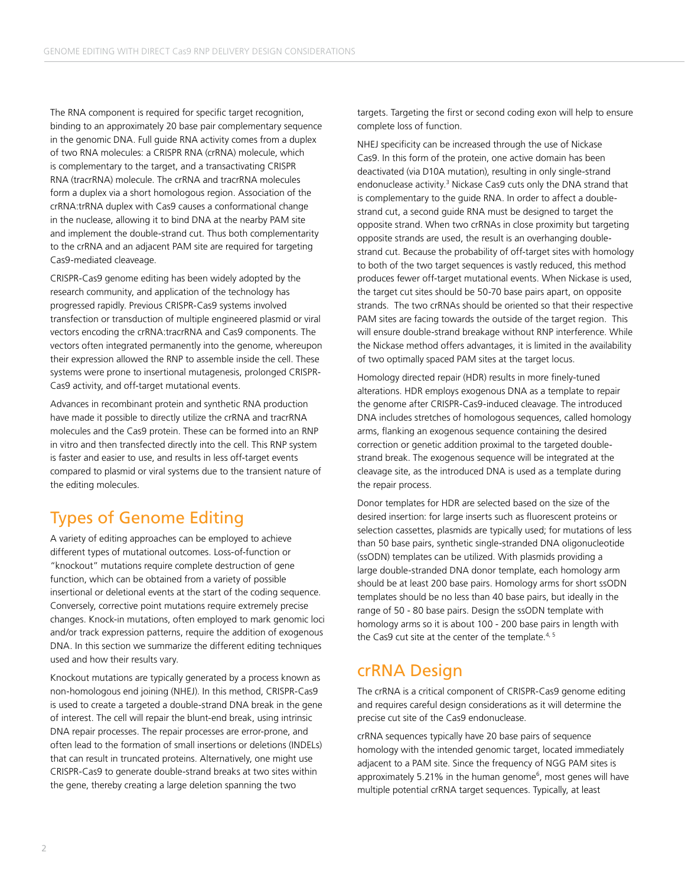The RNA component is required for specific target recognition, binding to an approximately 20 base pair complementary sequence in the genomic DNA. Full guide RNA activity comes from a duplex of two RNA molecules: a CRISPR RNA (crRNA) molecule, which is complementary to the target, and a transactivating CRISPR RNA (tracrRNA) molecule. The crRNA and tracrRNA molecules form a duplex via a short homologous region. Association of the crRNA:trRNA duplex with Cas9 causes a conformational change in the nuclease, allowing it to bind DNA at the nearby PAM site and implement the double-strand cut. Thus both complementarity to the crRNA and an adjacent PAM site are required for targeting Cas9-mediated cleaveage.

CRISPR-Cas9 genome editing has been widely adopted by the research community, and application of the technology has progressed rapidly. Previous CRISPR-Cas9 systems involved transfection or transduction of multiple engineered plasmid or viral vectors encoding the crRNA:tracrRNA and Cas9 components. The vectors often integrated permanently into the genome, whereupon their expression allowed the RNP to assemble inside the cell. These systems were prone to insertional mutagenesis, prolonged CRISPR-Cas9 activity, and off-target mutational events.

Advances in recombinant protein and synthetic RNA production have made it possible to directly utilize the crRNA and tracrRNA molecules and the Cas9 protein. These can be formed into an RNP in vitro and then transfected directly into the cell. This RNP system is faster and easier to use, and results in less off-target events compared to plasmid or viral systems due to the transient nature of the editing molecules.

## Types of Genome Editing

A variety of editing approaches can be employed to achieve different types of mutational outcomes. Loss-of-function or "knockout" mutations require complete destruction of gene function, which can be obtained from a variety of possible insertional or deletional events at the start of the coding sequence. Conversely, corrective point mutations require extremely precise changes. Knock-in mutations, often employed to mark genomic loci and/or track expression patterns, require the addition of exogenous DNA. In this section we summarize the different editing techniques used and how their results vary.

Knockout mutations are typically generated by a process known as non-homologous end joining (NHEJ). In this method, CRISPR-Cas9 is used to create a targeted a double-strand DNA break in the gene of interest. The cell will repair the blunt-end break, using intrinsic DNA repair processes. The repair processes are error-prone, and often lead to the formation of small insertions or deletions (INDELs) that can result in truncated proteins. Alternatively, one might use CRISPR-Cas9 to generate double-strand breaks at two sites within the gene, thereby creating a large deletion spanning the two targets. Targeting the first or second coding exon will help to ensure complete loss of function.

NHEJ specificity can be increased through the use of Nickase Cas9. In this form of the protein, one active domain has been deactivated (via D10A mutation), resulting in only single-strand endonuclease activity.[3] Nickase Cas9 cuts only the DNA strand that is complementary to the guide RNA. In order to affect a double-strand cut, a second guide RNA must be designed to target the opposite strand. When two crRNAs in close proximity but targeting opposite strands are used, the result is an overhanging double-strand cut. Because the probability of off-target sites with homology to both of the two target sequences is vastly reduced, this method produces fewer off-target mutational events. When Nickase is used, the target cut sites should be 50-70 base pairs apart, on opposite strands. The two crRNAs should be oriented so that their respective PAM sites are facing towards the outside of the target region. This will ensure double-strand breakage without RNP interference. While the Nickase method offers advantages, it is limited in the availability of two optimally spaced PAM sites at the target locus.

Homology directed repair (HDR) results in more finely-tuned alterations. HDR employs exogenous DNA as a template to repair the genome after CRISPR-Cas9-induced cleavage. The introduced DNA includes stretches of homologous sequences, called homology arms, flanking an exogenous sequence containing the desired correction or genetic addition proximal to the targeted double-strand break. The exogenous sequence will be integrated at the cleavage site, as the introduced DNA is used as a template during the repair process.

Donor templates for HDR are selected based on the size of the desired insertion: for large inserts such as fluorescent proteins or selection cassettes, plasmids are typically used; for mutations of less than 50 base pairs, synthetic single-stranded DNA oligonucleotide (ssODN) templates can be utilized. With plasmids providing a large double-stranded DNA donor template, each homology arm should be at least 200 base pairs. Homology arms for short ssODN templates should be no less than 40 base pairs, but ideally in the range of 50 - 80 base pairs. Design the ssODN template with homology arms so it is about 100 - 200 base pairs in length with the Cas9 cut site at the center of the template.[4, 5]

## crRNA Design

The crRNA is a critical component of CRISPR-Cas9 genome editing and requires careful design considerations as it will determine the precise cut site of the Cas9 endonuclease.

crRNA sequences typically have 20 base pairs of sequence homology with the intended genomic target, located immediately adjacent to a PAM site. Since the frequency of NGG PAM sites is approximately 5.21% in the human genome[6], most genes will have multiple potential crRNA target sequences. Typically, at least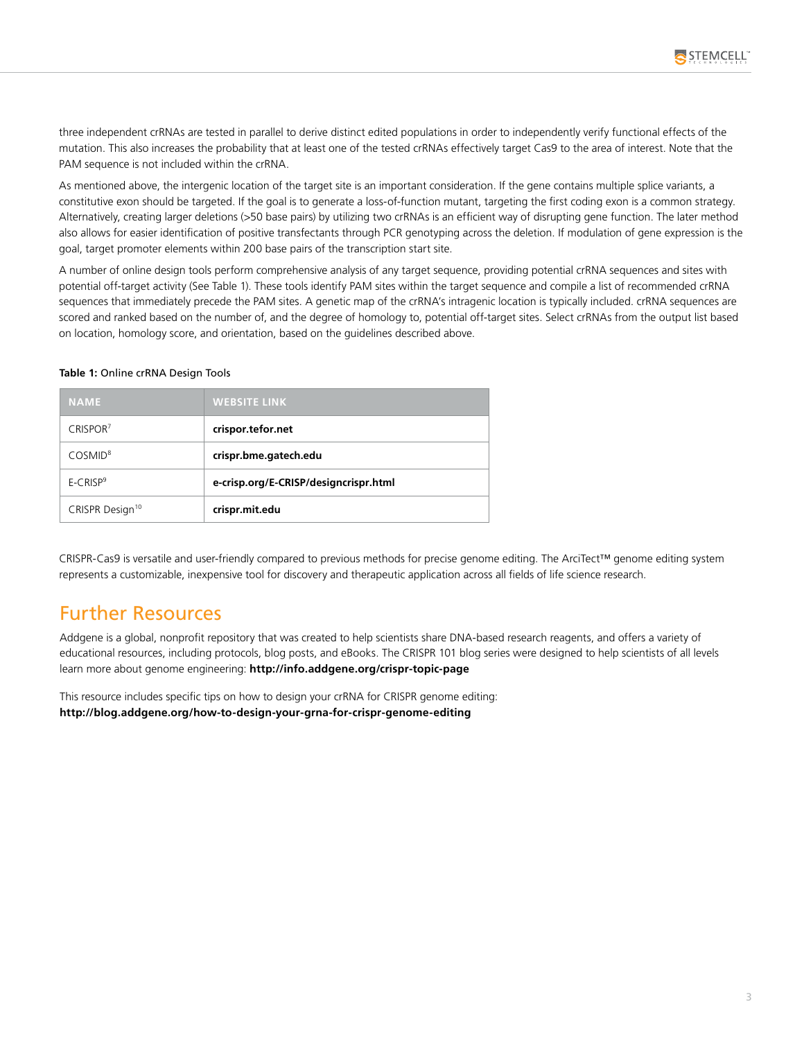three independent crRNAs are tested in parallel to derive distinct edited populations in order to independently verify functional effects of the mutation. This also increases the probability that at least one of the tested crRNAs effectively target Cas9 to the area of interest. Note that the PAM sequence is not included within the crRNA.

As mentioned above, the intergenic location of the target site is an important consideration. If the gene contains multiple splice variants, a constitutive exon should be targeted. If the goal is to generate a loss-of-function mutant, targeting the first coding exon is a common strategy. Alternatively, creating larger deletions (>50 base pairs) by utilizing two crRNAs is an efficient way of disrupting gene function. The later method also allows for easier identification of positive transfectants through PCR genotyping across the deletion. If modulation of gene expression is the goal, target promoter elements within 200 base pairs of the transcription start site.

A number of online design tools perform comprehensive analysis of any target sequence, providing potential crRNA sequences and sites with potential off-target activity (See Table 1). These tools identify PAM sites within the target sequence and compile a list of recommended crRNA sequences that immediately precede the PAM sites. A genetic map of the crRNA's intragenic location is typically included. crRNA sequences are scored and ranked based on the number of, and the degree of homology to, potential off-target sites. Select crRNAs from the output list based on location, homology score, and orientation, based on the guidelines described above.

**Table 1:** Online crRNA Design Tools

| NAME | WEBSITE LINK |
|---|---|
| CRISPOR[7] | **crispor.tefor.net** |
| COSMID[8] | **crispr.bme.gatech.edu** |
| E-CRISP[9] | **e-crisp.org/E-CRISP/designcrispr.html** |
| CRISPR Design[10] | **crispr.mit.edu** |

CRISPR-Cas9 is versatile and user-friendly compared to previous methods for precise genome editing. The ArciTect™ genome editing system represents a customizable, inexpensive tool for discovery and therapeutic application across all fields of life science research.

## Further Resources

Addgene is a global, nonprofit repository that was created to help scientists share DNA-based research reagents, and offers a variety of educational resources, including protocols, blog posts, and eBooks. The CRISPR 101 blog series were designed to help scientists of all levels learn more about genome engineering: **http://info.addgene.org/crispr-topic-page**

This resource includes specific tips on how to design your crRNA for CRISPR genome editing:
**http://blog.addgene.org/how-to-design-your-grna-for-crispr-genome-editing**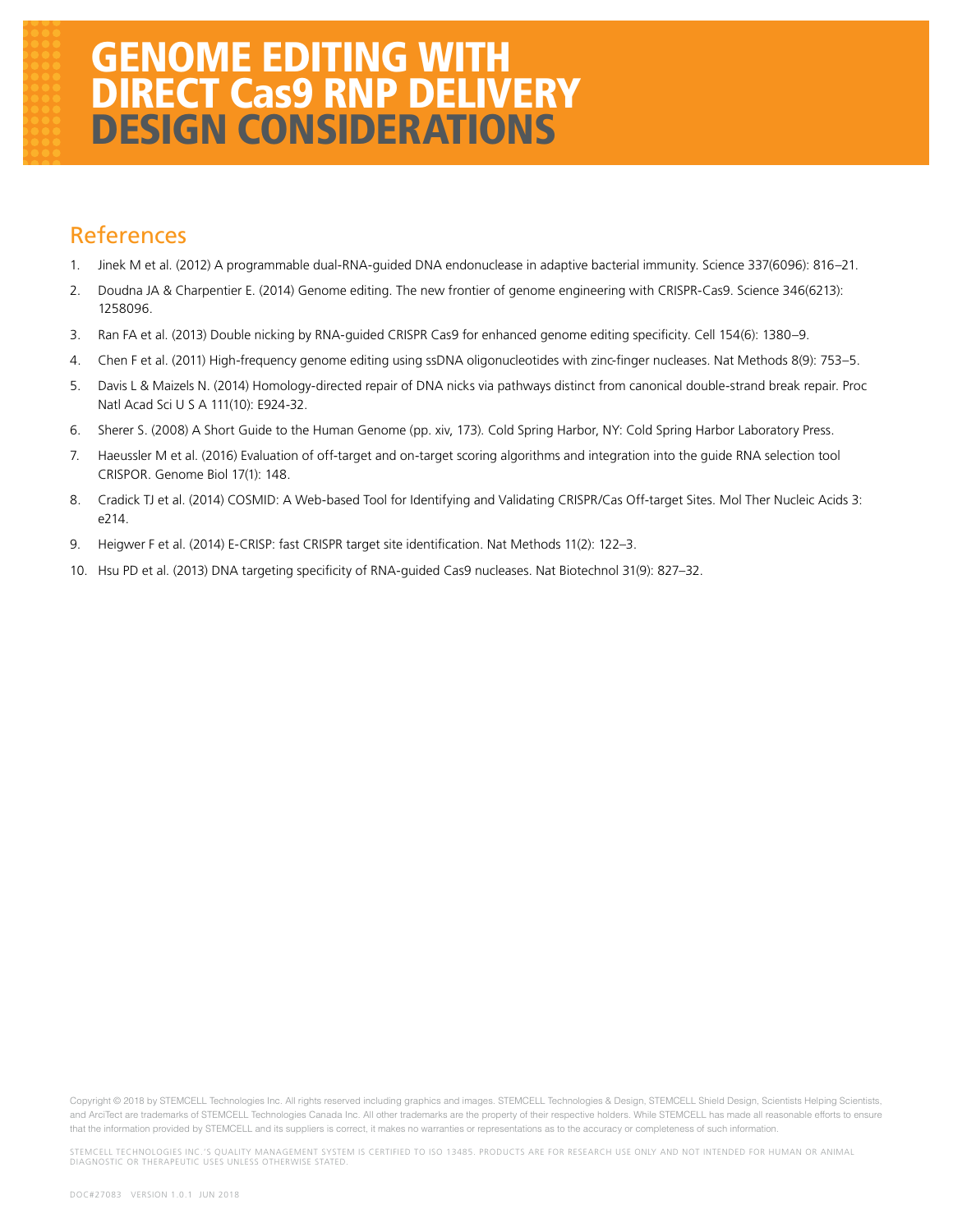# GENOME EDITING WITH DIRECT Cas9 RNP DELIVERY DESIGN CONSIDERATIONS

## References

1. Jinek M et al. (2012) A programmable dual-RNA-guided DNA endonuclease in adaptive bacterial immunity. Science 337(6096): 816–21.
2. Doudna JA & Charpentier E. (2014) Genome editing. The new frontier of genome engineering with CRISPR-Cas9. Science 346(6213): 1258096.
3. Ran FA et al. (2013) Double nicking by RNA-guided CRISPR Cas9 for enhanced genome editing specificity. Cell 154(6): 1380–9.
4. Chen F et al. (2011) High-frequency genome editing using ssDNA oligonucleotides with zinc-finger nucleases. Nat Methods 8(9): 753–5.
5. Davis L & Maizels N. (2014) Homology-directed repair of DNA nicks via pathways distinct from canonical double-strand break repair. Proc Natl Acad Sci U S A 111(10): E924-32.
6. Sherer S. (2008) A Short Guide to the Human Genome (pp. xiv, 173). Cold Spring Harbor, NY: Cold Spring Harbor Laboratory Press.
7. Haeussler M et al. (2016) Evaluation of off-target and on-target scoring algorithms and integration into the guide RNA selection tool CRISPOR. Genome Biol 17(1): 148.
8. Cradick TJ et al. (2014) COSMID: A Web-based Tool for Identifying and Validating CRISPR/Cas Off-target Sites. Mol Ther Nucleic Acids 3: e214.
9. Heigwer F et al. (2014) E-CRISP: fast CRISPR target site identification. Nat Methods 11(2): 122–3.
10. Hsu PD et al. (2013) DNA targeting specificity of RNA-guided Cas9 nucleases. Nat Biotechnol 31(9): 827–32.

Copyright © 2018 by STEMCELL Technologies Inc. All rights reserved including graphics and images. STEMCELL Technologies & Design, STEMCELL Shield Design, Scientists Helping Scientists, and ArciTect are trademarks of STEMCELL Technologies Canada Inc. All other trademarks are the property of their respective holders. While STEMCELL has made all reasonable efforts to ensure that the information provided by STEMCELL and its suppliers is correct, it makes no warranties or representations as to the accuracy or completeness of such information.

STEMCELL TECHNOLOGIES INC.'S QUALITY MANAGEMENT SYSTEM IS CERTIFIED TO ISO 13485. PRODUCTS ARE FOR RESEARCH USE ONLY AND NOT INTENDED FOR HUMAN OR ANIMAL DIAGNOSTIC OR THERAPEUTIC USES UNLESS OTHERWISE STATED.

DOC#27083 VERSION 1.0.1 JUN 2018